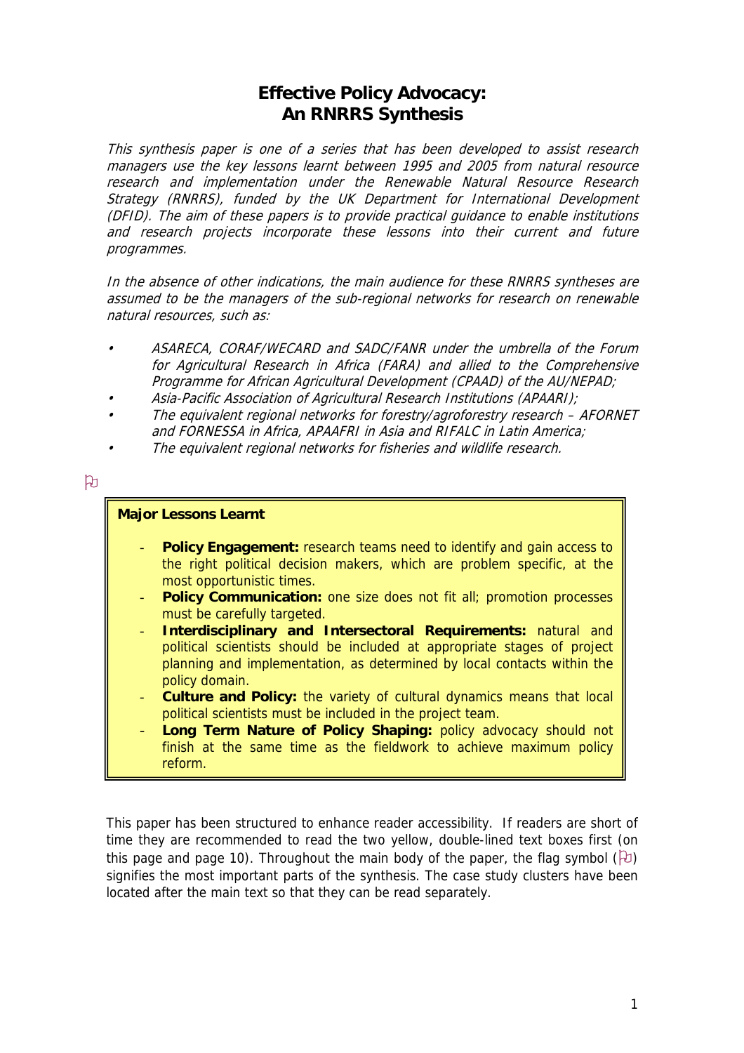# Effective Policy Advocacy: An RNRRS Synthesis

*This synthesis paper is one of a series that has been developed to assist research managers use the key lessons learnt between 1995 and 2005 from natural resource research and implementation under the Renewable Natural Resource Research Strategy (RNRRS), funded by the UK Department for International Development (DFID). The aim of these papers is to provide practical guidance to enable institutions and research projects incorporate these lessons into their current and future programmes.*

*In the absence of other indications, the main audience for these RNRRS syntheses are assumed to be the managers of the sub-regional networks for research on renewable natural resources, such as:*

- *ASARECA, CORAF/WECARD and SADC/FANR under the umbrella of the Forum for Agricultural Research in Africa (FARA) and allied to the Comprehensive Programme for African Agricultural Development (CPAAD) of the AU/NEPAD;*
- *Asia-Pacific Association of Agricultural Research Institutions (APAARI);*
- *The equivalent regional networks for forestry/agroforestry research – AFORNET and FORNESSA in Africa, APAAFRI in Asia and RIFALC in Latin America;*
- *The equivalent regional networks for fisheries and wildlife research.*

**Major Lessons Learnt**

- **Policy Engagement:** research teams need to identify and gain access to the right political decision makers, which are problem specific, at the most opportunistic times.
- **Policy Communication:** one size does not fit all; promotion processes must be carefully targeted.
- **Interdisciplinary and Intersectoral Requirements:** natural and political scientists should be included at appropriate stages of project planning and implementation, as determined by local contacts within the policy domain.
- **Culture and Policy:** the variety of cultural dynamics means that local political scientists must be included in the project team.
- **Long Term Nature of Policy Shaping:** policy advocacy should not finish at the same time as the fieldwork to achieve maximum policy reform.

This paper has been structured to enhance reader accessibility. If readers are short of time they are recommended to read the two yellow, double-lined text boxes first (on this page and page 10). Throughout the main body of the paper, the flag symbol (⚐) signifies the most important parts of the synthesis. The case study clusters have been located after the main text so that they can be read separately.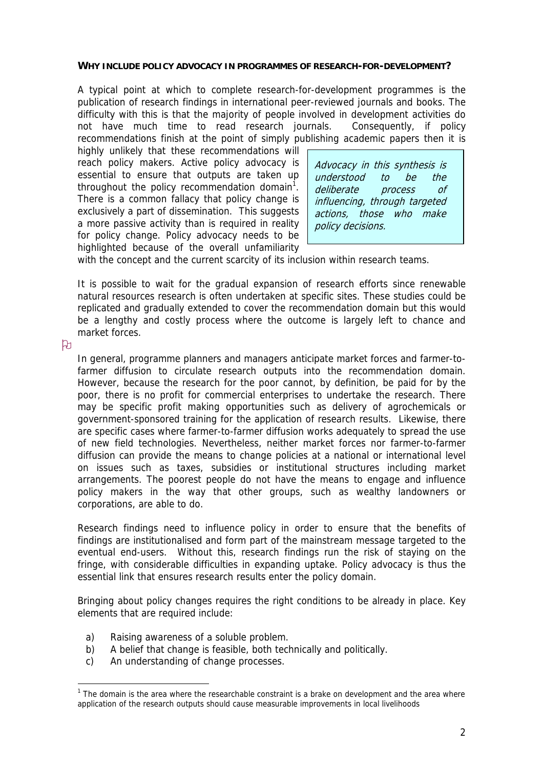### WHY INCLUDE POLICY ADVOCACY IN PROGRAMMES OF RESEARCH-FOR-DEVELOPMENT?

A typical point at which to complete research-for-development programmes is the publication of research findings in international peer-reviewed journals and books. The difficulty with this is that the majority of people involved in development activities do not have much time to read research journals. Consequently, if policy recommendations finish at the point of simply publishing academic papers then it is highly unlikely that these recommendations will reach policy makers. Active policy advocacy is essential to ensure that outputs are taken up throughout the policy recommendation domain[1]. There is a common fallacy that policy change is exclusively a part of dissemination. This suggests a more passive activity than is required in reality for policy change. Policy advocacy needs to be highlighted because of the overall unfamiliarity with the concept and the current scarcity of its inclusion within research teams.

> *Advocacy in this synthesis is understood to be the deliberate process of influencing, through targeted actions, those who make policy decisions.*

It is possible to wait for the gradual expansion of research efforts since renewable natural resources research is often undertaken at specific sites. These studies could be replicated and gradually extended to cover the recommendation domain but this would be a lengthy and costly process where the outcome is largely left to chance and market forces.

In general, programme planners and managers anticipate market forces and farmer-to-farmer diffusion to circulate research outputs into the recommendation domain. However, because the research for the poor cannot, by definition, be paid for by the poor, there is no profit for commercial enterprises to undertake the research. There may be specific profit making opportunities such as delivery of agrochemicals or government-sponsored training for the application of research results. Likewise, there are specific cases where farmer-to-farmer diffusion works adequately to spread the use of new field technologies. Nevertheless, neither market forces nor farmer-to-farmer diffusion can provide the means to change policies at a national or international level on issues such as taxes, subsidies or institutional structures including market arrangements. The poorest people do not have the means to engage and influence policy makers in the way that other groups, such as wealthy landowners or corporations, are able to do.

Research findings need to influence policy in order to ensure that the benefits of findings are institutionalised and form part of the mainstream message targeted to the eventual end-users. Without this, research findings run the risk of staying on the fringe, with considerable difficulties in expanding uptake. Policy advocacy is thus the essential link that ensures research results enter the policy domain.

Bringing about policy changes requires the right conditions to be already in place. Key elements that are required include:

a) Raising awareness of a soluble problem.
b) A belief that change is feasible, both technically and politically.
c) An understanding of change processes.

---

[1] The domain is the area where the researchable constraint is a brake on development and the area where application of the research outputs should cause measurable improvements in local livelihoods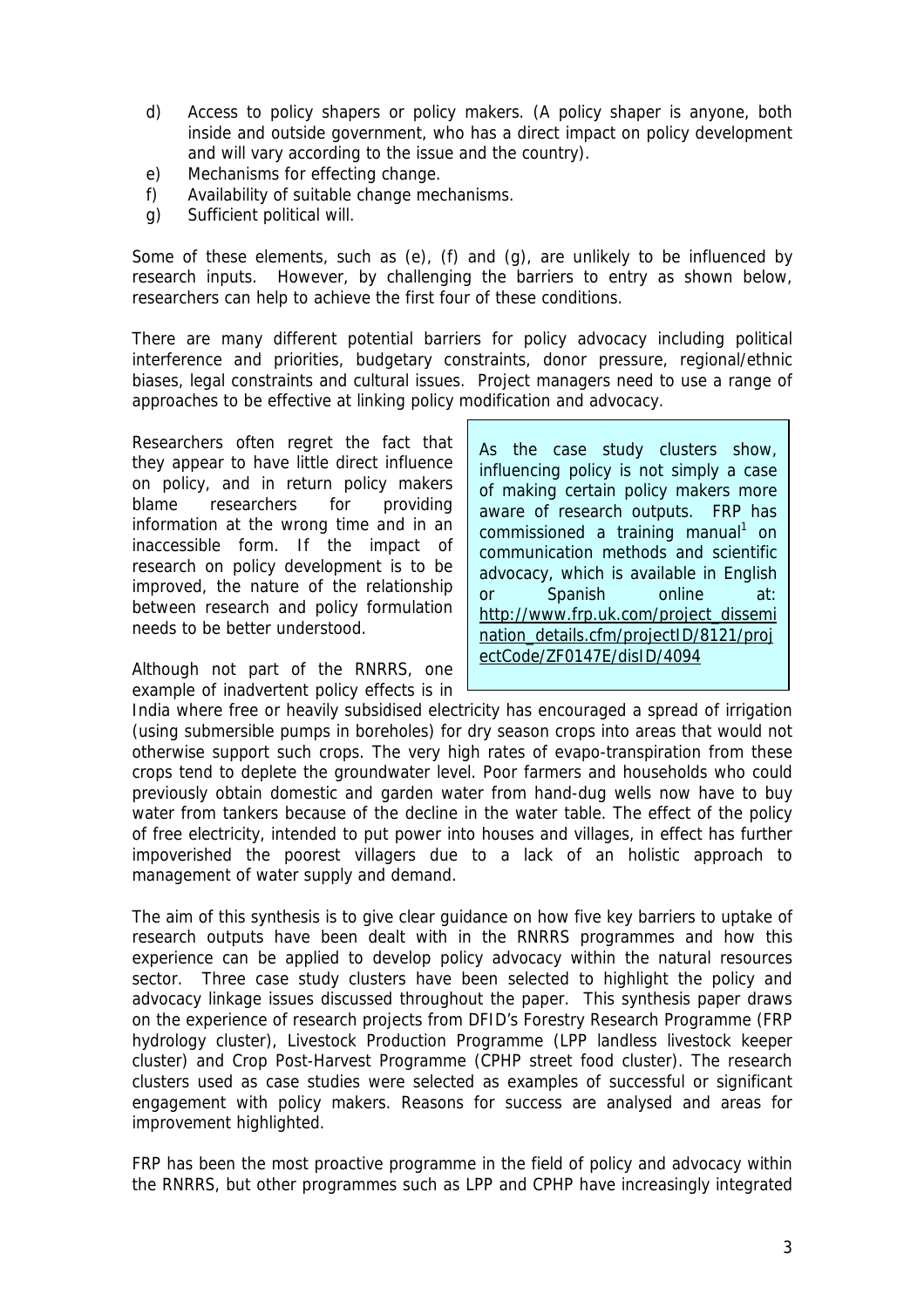d) Access to policy shapers or policy makers. (A policy shaper is anyone, both inside and outside government, who has a direct impact on policy development and will vary according to the issue and the country).
e) Mechanisms for effecting change.
f) Availability of suitable change mechanisms.
g) Sufficient political will.

Some of these elements, such as (e), (f) and (g), are unlikely to be influenced by research inputs. However, by challenging the barriers to entry as shown below, researchers can help to achieve the first four of these conditions.

There are many different potential barriers for policy advocacy including political interference and priorities, budgetary constraints, donor pressure, regional/ethnic biases, legal constraints and cultural issues. Project managers need to use a range of approaches to be effective at linking policy modification and advocacy.

Researchers often regret the fact that they appear to have little direct influence on policy, and in return policy makers blame researchers for providing information at the wrong time and in an inaccessible form. If the impact of research on policy development is to be improved, the nature of the relationship between research and policy formulation needs to be better understood.

> As the case study clusters show, influencing policy is not simply a case of making certain policy makers more aware of research outputs. FRP has commissioned a training manual[1] on communication methods and scientific advocacy, which is available in English or Spanish online at: http://www.frp.uk.com/project_dissemination_details.cfm/projectID/8121/projectCode/ZF0147E/disID/4094

Although not part of the RNRRS, one example of inadvertent policy effects is in India where free or heavily subsidised electricity has encouraged a spread of irrigation (using submersible pumps in boreholes) for dry season crops into areas that would not otherwise support such crops. The very high rates of evapo-transpiration from these crops tend to deplete the groundwater level. Poor farmers and households who could previously obtain domestic and garden water from hand-dug wells now have to buy water from tankers because of the decline in the water table. The effect of the policy of free electricity, intended to put power into houses and villages, in effect has further impoverished the poorest villagers due to a lack of an holistic approach to management of water supply and demand.

The aim of this synthesis is to give clear guidance on how five key barriers to uptake of research outputs have been dealt with in the RNRRS programmes and how this experience can be applied to develop policy advocacy within the natural resources sector. Three case study clusters have been selected to highlight the policy and advocacy linkage issues discussed throughout the paper. This synthesis paper draws on the experience of research projects from DFID's Forestry Research Programme (FRP hydrology cluster), Livestock Production Programme (LPP landless livestock keeper cluster) and Crop Post-Harvest Programme (CPHP street food cluster). The research clusters used as case studies were selected as examples of successful or significant engagement with policy makers. Reasons for success are analysed and areas for improvement highlighted.

FRP has been the most proactive programme in the field of policy and advocacy within the RNRRS, but other programmes such as LPP and CPHP have increasingly integrated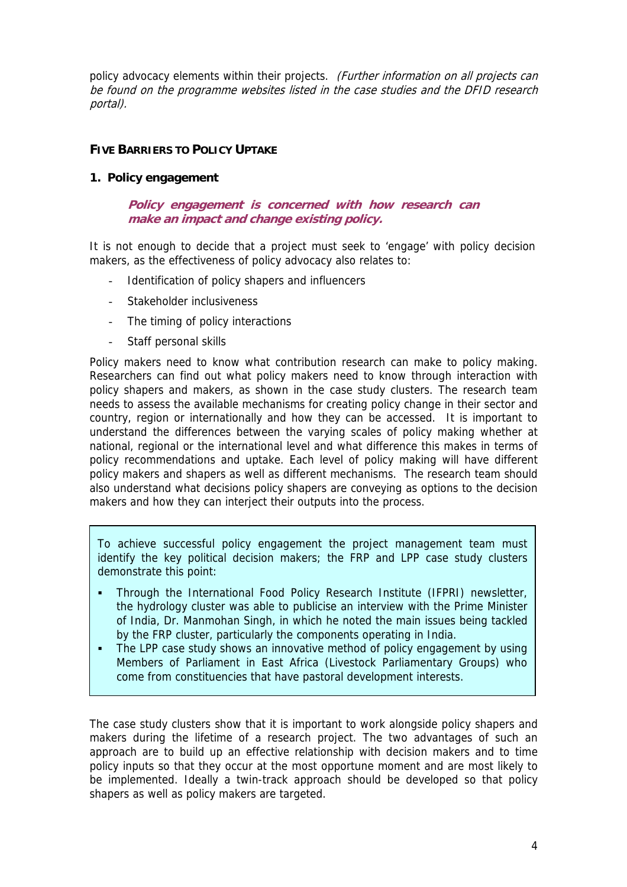policy advocacy elements within their projects. *(Further information on all projects can be found on the programme websites listed in the case studies and the DFID research portal).*

## FIVE BARRIERS TO POLICY UPTAKE

### 1. Policy engagement

> ***Policy engagement is concerned with how research can make an impact and change existing policy.***

It is not enough to decide that a project must seek to 'engage' with policy decision makers, as the effectiveness of policy advocacy also relates to:

- Identification of policy shapers and influencers
- Stakeholder inclusiveness
- The timing of policy interactions
- Staff personal skills

Policy makers need to know what contribution research can make to policy making. Researchers can find out what policy makers need to know through interaction with policy shapers and makers, as shown in the case study clusters. The research team needs to assess the available mechanisms for creating policy change in their sector and country, region or internationally and how they can be accessed. It is important to understand the differences between the varying scales of policy making whether at national, regional or the international level and what difference this makes in terms of policy recommendations and uptake. Each level of policy making will have different policy makers and shapers as well as different mechanisms. The research team should also understand what decisions policy shapers are conveying as options to the decision makers and how they can interject their outputs into the process.

> To achieve successful policy engagement the project management team must identify the key political decision makers; the FRP and LPP case study clusters demonstrate this point:
>
> - Through the International Food Policy Research Institute (IFPRI) newsletter, the hydrology cluster was able to publicise an interview with the Prime Minister of India, Dr. Manmohan Singh, in which he noted the main issues being tackled by the FRP cluster, particularly the components operating in India.
> - The LPP case study shows an innovative method of policy engagement by using Members of Parliament in East Africa (Livestock Parliamentary Groups) who come from constituencies that have pastoral development interests.

The case study clusters show that it is important to work alongside policy shapers and makers during the lifetime of a research project. The two advantages of such an approach are to build up an effective relationship with decision makers and to time policy inputs so that they occur at the most opportune moment and are most likely to be implemented. Ideally a twin-track approach should be developed so that policy shapers as well as policy makers are targeted.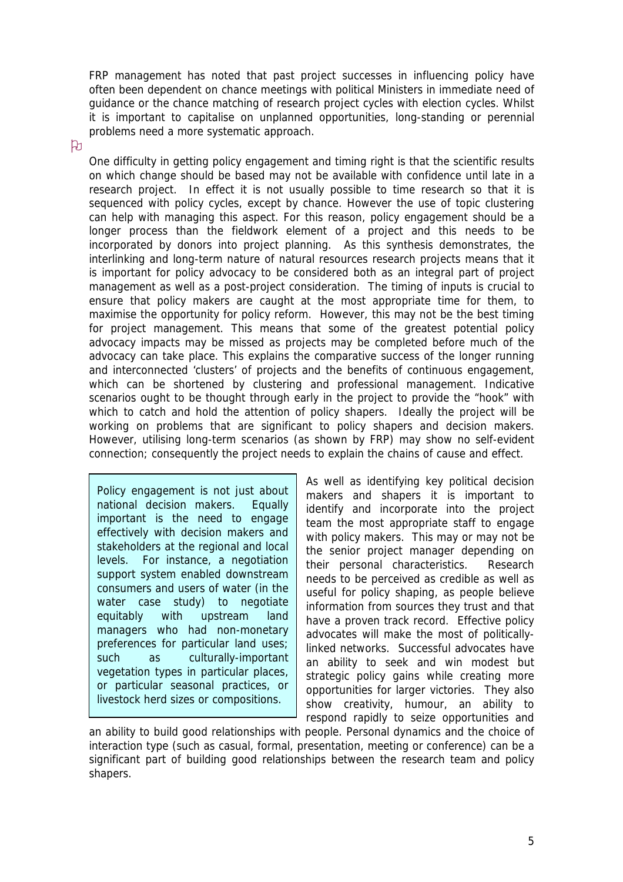FRP management has noted that past project successes in influencing policy have often been dependent on chance meetings with political Ministers in immediate need of guidance or the chance matching of research project cycles with election cycles. Whilst it is important to capitalise on unplanned opportunities, long-standing or perennial problems need a more systematic approach.

One difficulty in getting policy engagement and timing right is that the scientific results on which change should be based may not be available with confidence until late in a research project. In effect it is not usually possible to time research so that it is sequenced with policy cycles, except by chance. However the use of topic clustering can help with managing this aspect. For this reason, policy engagement should be a longer process than the fieldwork element of a project and this needs to be incorporated by donors into project planning. As this synthesis demonstrates, the interlinking and long-term nature of natural resources research projects means that it is important for policy advocacy to be considered both as an integral part of project management as well as a post-project consideration. The timing of inputs is crucial to ensure that policy makers are caught at the most appropriate time for them, to maximise the opportunity for policy reform. However, this may not be the best timing for project management. This means that some of the greatest potential policy advocacy impacts may be missed as projects may be completed before much of the advocacy can take place. This explains the comparative success of the longer running and interconnected 'clusters' of projects and the benefits of continuous engagement, which can be shortened by clustering and professional management. Indicative scenarios ought to be thought through early in the project to provide the "hook" with which to catch and hold the attention of policy shapers. Ideally the project will be working on problems that are significant to policy shapers and decision makers. However, utilising long-term scenarios (as shown by FRP) may show no self-evident connection; consequently the project needs to explain the chains of cause and effect.

> Policy engagement is not just about national decision makers. Equally important is the need to engage effectively with decision makers and stakeholders at the regional and local levels. For instance, a negotiation support system enabled downstream consumers and users of water (in the water case study) to negotiate equitably with upstream land managers who had non-monetary preferences for particular land uses; such as culturally-important vegetation types in particular places, or particular seasonal practices, or livestock herd sizes or compositions.

As well as identifying key political decision makers and shapers it is important to identify and incorporate into the project team the most appropriate staff to engage with policy makers. This may or may not be the senior project manager depending on their personal characteristics. Research needs to be perceived as credible as well as useful for policy shaping, as people believe information from sources they trust and that have a proven track record. Effective policy advocates will make the most of politically-linked networks. Successful advocates have an ability to seek and win modest but strategic policy gains while creating more opportunities for larger victories. They also show creativity, humour, an ability to respond rapidly to seize opportunities and an ability to build good relationships with people. Personal dynamics and the choice of interaction type (such as casual, formal, presentation, meeting or conference) can be a significant part of building good relationships between the research team and policy shapers.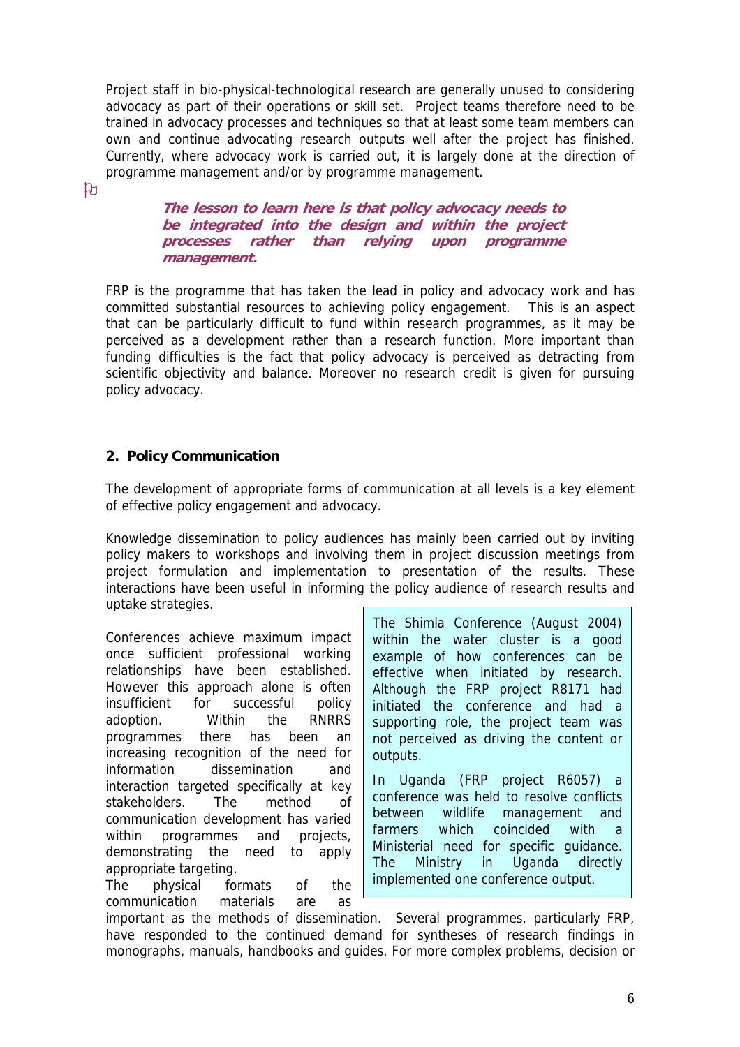Project staff in bio-physical-technological research are generally unused to considering advocacy as part of their operations or skill set. Project teams therefore need to be trained in advocacy processes and techniques so that at least some team members can own and continue advocating research outputs well after the project has finished. Currently, where advocacy work is carried out, it is largely done at the direction of programme management and/or by programme management.

> ***The lesson to learn here is that policy advocacy needs to be integrated into the design and within the project processes rather than relying upon programme management.***

FRP is the programme that has taken the lead in policy and advocacy work and has committed substantial resources to achieving policy engagement. This is an aspect that can be particularly difficult to fund within research programmes, as it may be perceived as a development rather than a research function. More important than funding difficulties is the fact that policy advocacy is perceived as detracting from scientific objectivity and balance. Moreover no research credit is given for pursuing policy advocacy.

### 2. Policy Communication

The development of appropriate forms of communication at all levels is a key element of effective policy engagement and advocacy.

Knowledge dissemination to policy audiences has mainly been carried out by inviting policy makers to workshops and involving them in project discussion meetings from project formulation and implementation to presentation of the results. These interactions have been useful in informing the policy audience of research results and uptake strategies.

> The Shimla Conference (August 2004) within the water cluster is a good example of how conferences can be effective when initiated by research. Although the FRP project R8171 had initiated the conference and had a supporting role, the project team was not perceived as driving the content or outputs.
>
> In Uganda (FRP project R6057) a conference was held to resolve conflicts between wildlife management and farmers which coincided with a Ministerial need for specific guidance. The Ministry in Uganda directly implemented one conference output.

Conferences achieve maximum impact once sufficient professional working relationships have been established. However this approach alone is often insufficient for successful policy adoption. Within the RNRRS programmes there has been an increasing recognition of the need for information dissemination and interaction targeted specifically at key stakeholders. The method of communication development has varied within programmes and projects, demonstrating the need to apply appropriate targeting.

The physical formats of the communication materials are as important as the methods of dissemination. Several programmes, particularly FRP, have responded to the continued demand for syntheses of research findings in monographs, manuals, handbooks and guides. For more complex problems, decision or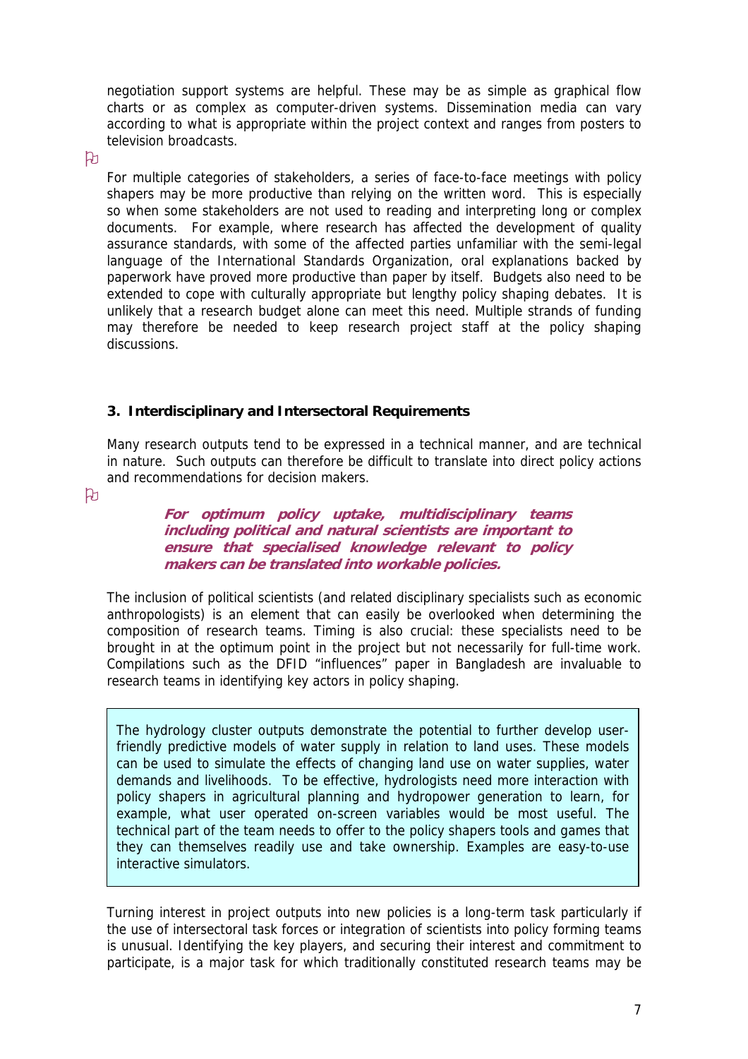negotiation support systems are helpful. These may be as simple as graphical flow charts or as complex as computer-driven systems. Dissemination media can vary according to what is appropriate within the project context and ranges from posters to television broadcasts.

For multiple categories of stakeholders, a series of face-to-face meetings with policy shapers may be more productive than relying on the written word. This is especially so when some stakeholders are not used to reading and interpreting long or complex documents. For example, where research has affected the development of quality assurance standards, with some of the affected parties unfamiliar with the semi-legal language of the International Standards Organization, oral explanations backed by paperwork have proved more productive than paper by itself. Budgets also need to be extended to cope with culturally appropriate but lengthy policy shaping debates. It is unlikely that a research budget alone can meet this need. Multiple strands of funding may therefore be needed to keep research project staff at the policy shaping discussions.

### 3. Interdisciplinary and Intersectoral Requirements

Many research outputs tend to be expressed in a technical manner, and are technical in nature. Such outputs can therefore be difficult to translate into direct policy actions and recommendations for decision makers.

> ***For optimum policy uptake, multidisciplinary teams including political and natural scientists are important to ensure that specialised knowledge relevant to policy makers can be translated into workable policies.***

The inclusion of political scientists (and related disciplinary specialists such as economic anthropologists) is an element that can easily be overlooked when determining the composition of research teams. Timing is also crucial: these specialists need to be brought in at the optimum point in the project but not necessarily for full-time work. Compilations such as the DFID "influences" paper in Bangladesh are invaluable to research teams in identifying key actors in policy shaping.

> The hydrology cluster outputs demonstrate the potential to further develop user-friendly predictive models of water supply in relation to land uses. These models can be used to simulate the effects of changing land use on water supplies, water demands and livelihoods. To be effective, hydrologists need more interaction with policy shapers in agricultural planning and hydropower generation to learn, for example, what user operated on-screen variables would be most useful. The technical part of the team needs to offer to the policy shapers tools and games that they can themselves readily use and take ownership. Examples are easy-to-use interactive simulators.

Turning interest in project outputs into new policies is a long-term task particularly if the use of intersectoral task forces or integration of scientists into policy forming teams is unusual. Identifying the key players, and securing their interest and commitment to participate, is a major task for which traditionally constituted research teams may be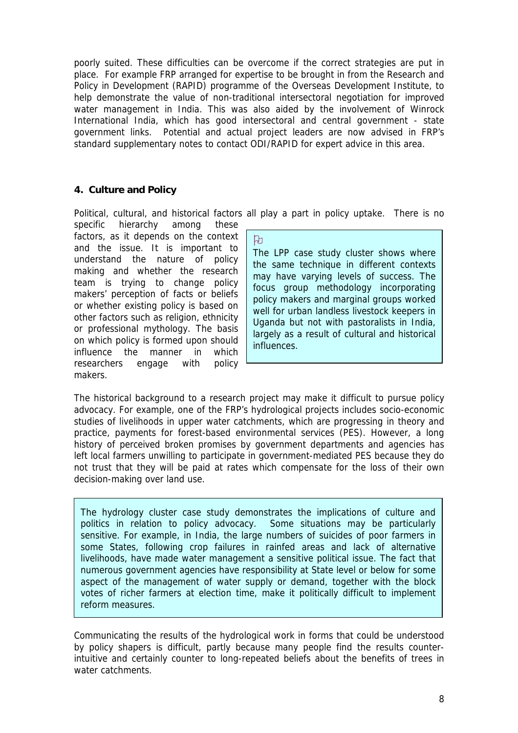poorly suited. These difficulties can be overcome if the correct strategies are put in place. For example FRP arranged for expertise to be brought in from the Research and Policy in Development (RAPID) programme of the Overseas Development Institute, to help demonstrate the value of non-traditional intersectoral negotiation for improved water management in India. This was also aided by the involvement of Winrock International India, which has good intersectoral and central government - state government links. Potential and actual project leaders are now advised in FRP's standard supplementary notes to contact ODI/RAPID for expert advice in this area.

## 4. Culture and Policy

Political, cultural, and historical factors all play a part in policy uptake. There is no specific hierarchy among these factors, as it depends on the context and the issue. It is important to understand the nature of policy making and whether the research team is trying to change policy makers' perception of facts or beliefs or whether existing policy is based on other factors such as religion, ethnicity or professional mythology. The basis on which policy is formed upon should influence the manner in which researchers engage with policy makers.

> The LPP case study cluster shows where the same technique in different contexts may have varying levels of success. The focus group methodology incorporating policy makers and marginal groups worked well for urban landless livestock keepers in Uganda but not with pastoralists in India, largely as a result of cultural and historical influences.

The historical background to a research project may make it difficult to pursue policy advocacy. For example, one of the FRP's hydrological projects includes socio-economic studies of livelihoods in upper water catchments, which are progressing in theory and practice, payments for forest-based environmental services (PES). However, a long history of perceived broken promises by government departments and agencies has left local farmers unwilling to participate in government-mediated PES because they do not trust that they will be paid at rates which compensate for the loss of their own decision-making over land use.

> The hydrology cluster case study demonstrates the implications of culture and politics in relation to policy advocacy. Some situations may be particularly sensitive. For example, in India, the large numbers of suicides of poor farmers in some States, following crop failures in rainfed areas and lack of alternative livelihoods, have made water management a sensitive political issue. The fact that numerous government agencies have responsibility at State level or below for some aspect of the management of water supply or demand, together with the block votes of richer farmers at election time, make it politically difficult to implement reform measures.

Communicating the results of the hydrological work in forms that could be understood by policy shapers is difficult, partly because many people find the results counter-intuitive and certainly counter to long-repeated beliefs about the benefits of trees in water catchments.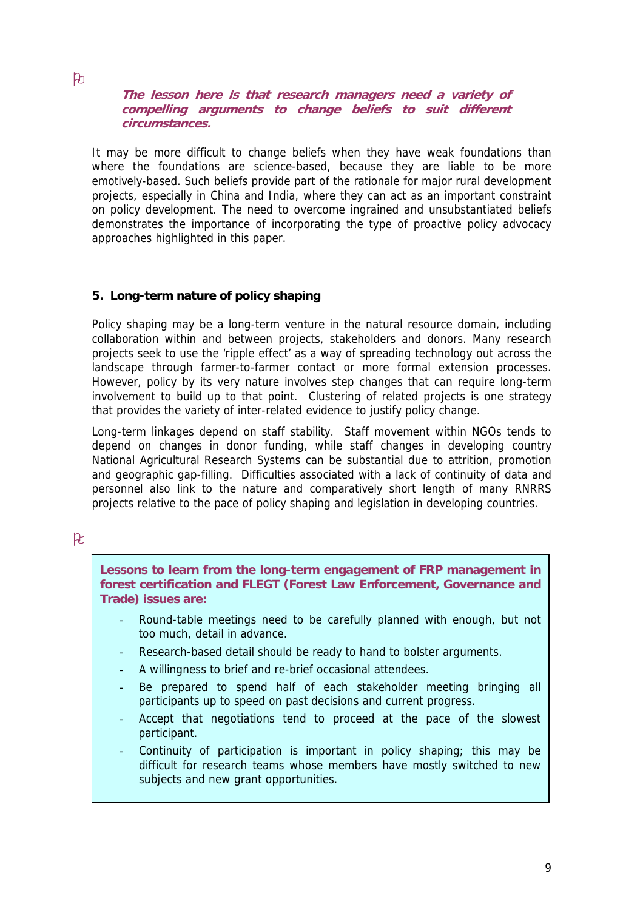***The lesson here is that research managers need a variety of compelling arguments to change beliefs to suit different circumstances.***

It may be more difficult to change beliefs when they have weak foundations than where the foundations are science-based, because they are liable to be more emotively-based. Such beliefs provide part of the rationale for major rural development projects, especially in China and India, where they can act as an important constraint on policy development. The need to overcome ingrained and unsubstantiated beliefs demonstrates the importance of incorporating the type of proactive policy advocacy approaches highlighted in this paper.

## 5. Long-term nature of policy shaping

Policy shaping may be a long-term venture in the natural resource domain, including collaboration within and between projects, stakeholders and donors. Many research projects seek to use the 'ripple effect' as a way of spreading technology out across the landscape through farmer-to-farmer contact or more formal extension processes. However, policy by its very nature involves step changes that can require long-term involvement to build up to that point. Clustering of related projects is one strategy that provides the variety of inter-related evidence to justify policy change.

Long-term linkages depend on staff stability. Staff movement within NGOs tends to depend on changes in donor funding, while staff changes in developing country National Agricultural Research Systems can be substantial due to attrition, promotion and geographic gap-filling. Difficulties associated with a lack of continuity of data and personnel also link to the nature and comparatively short length of many RNRRS projects relative to the pace of policy shaping and legislation in developing countries.

**Lessons to learn from the long-term engagement of FRP management in forest certification and FLEGT (Forest Law Enforcement, Governance and Trade) issues are:**

- Round-table meetings need to be carefully planned with enough, but not too much, detail in advance.
- Research-based detail should be ready to hand to bolster arguments.
- A willingness to brief and re-brief occasional attendees.
- Be prepared to spend half of each stakeholder meeting bringing all participants up to speed on past decisions and current progress.
- Accept that negotiations tend to proceed at the pace of the slowest participant.
- Continuity of participation is important in policy shaping; this may be difficult for research teams whose members have mostly switched to new subjects and new grant opportunities.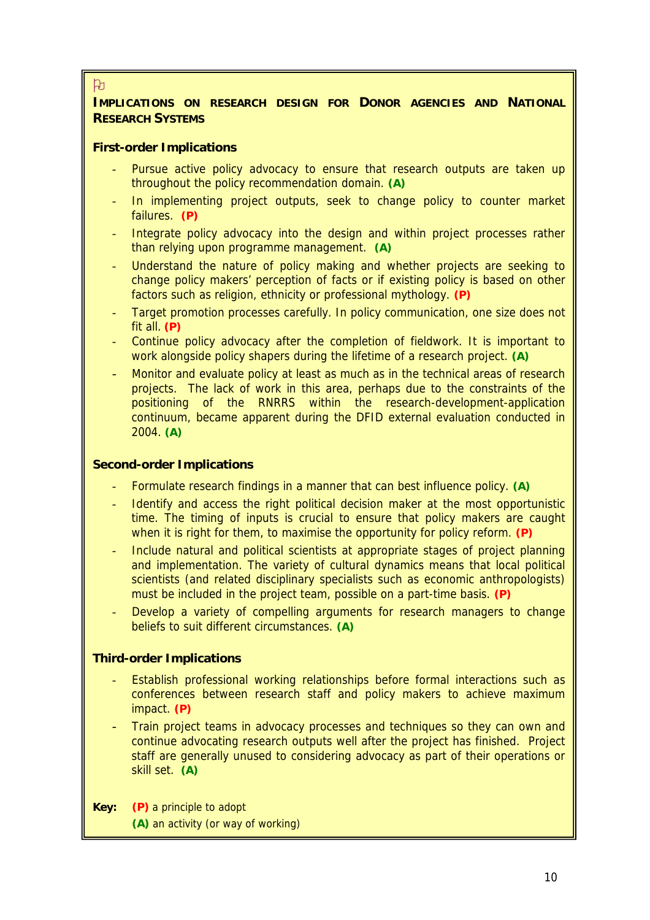## IMPLICATIONS ON RESEARCH DESIGN FOR DONOR AGENCIES AND NATIONAL RESEARCH SYSTEMS

**First-order Implications**

- Pursue active policy advocacy to ensure that research outputs are taken up throughout the policy recommendation domain. **(A)**
- In implementing project outputs, seek to change policy to counter market failures. **(P)**
- Integrate policy advocacy into the design and within project processes rather than relying upon programme management. **(A)**
- Understand the nature of policy making and whether projects are seeking to change policy makers' perception of facts or if existing policy is based on other factors such as religion, ethnicity or professional mythology. **(P)**
- Target promotion processes carefully. In policy communication, one size does not fit all. **(P)**
- Continue policy advocacy after the completion of fieldwork. It is important to work alongside policy shapers during the lifetime of a research project. **(A)**
- Monitor and evaluate policy at least as much as in the technical areas of research projects. The lack of work in this area, perhaps due to the constraints of the positioning of the RNRRS within the research-development-application continuum, became apparent during the DFID external evaluation conducted in 2004. **(A)**

**Second-order Implications**

- Formulate research findings in a manner that can best influence policy. **(A)**
- Identify and access the right political decision maker at the most opportunistic time. The timing of inputs is crucial to ensure that policy makers are caught when it is right for them, to maximise the opportunity for policy reform. **(P)**
- Include natural and political scientists at appropriate stages of project planning and implementation. The variety of cultural dynamics means that local political scientists (and related disciplinary specialists such as economic anthropologists) must be included in the project team, possible on a part-time basis. **(P)**
- Develop a variety of compelling arguments for research managers to change beliefs to suit different circumstances. **(A)**

**Third-order Implications**

- Establish professional working relationships before formal interactions such as conferences between research staff and policy makers to achieve maximum impact. **(P)**
- Train project teams in advocacy processes and techniques so they can own and continue advocating research outputs well after the project has finished. Project staff are generally unused to considering advocacy as part of their operations or skill set. **(A)**

**Key:** **(P)** a principle to adopt
**(A)** an activity (or way of working)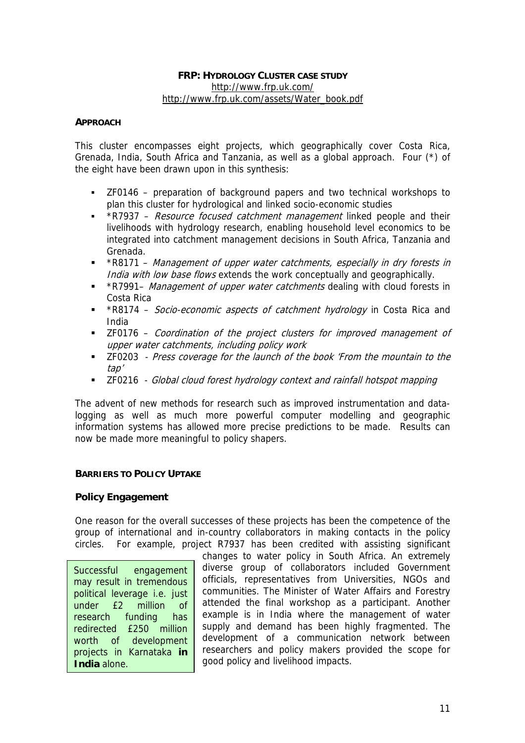**FRP: HYDROLOGY CLUSTER CASE STUDY**
http://www.frp.uk.com/
http://www.frp.uk.com/assets/Water_book.pdf

#### APPROACH

This cluster encompasses eight projects, which geographically cover Costa Rica, Grenada, India, South Africa and Tanzania, as well as a global approach. Four (*) of the eight have been drawn upon in this synthesis:

- ZF0146 – preparation of background papers and two technical workshops to plan this cluster for hydrological and linked socio-economic studies
- *R7937 – *Resource focused catchment management* linked people and their livelihoods with hydrology research, enabling household level economics to be integrated into catchment management decisions in South Africa, Tanzania and Grenada.
- *R8171 – *Management of upper water catchments, especially in dry forests in India with low base flows* extends the work conceptually and geographically.
- *R7991– *Management of upper water catchments* dealing with cloud forests in Costa Rica
- *R8174 – *Socio-economic aspects of catchment hydrology* in Costa Rica and India
- ZF0176 – *Coordination of the project clusters for improved management of upper water catchments, including policy work*
- ZF0203 - *Press coverage for the launch of the book 'From the mountain to the tap'*
- ZF0216 - *Global cloud forest hydrology context and rainfall hotspot mapping*

The advent of new methods for research such as improved instrumentation and data-logging as well as much more powerful computer modelling and geographic information systems has allowed more precise predictions to be made. Results can now be made more meaningful to policy shapers.

#### BARRIERS TO POLICY UPTAKE

##### Policy Engagement

One reason for the overall successes of these projects has been the competence of the group of international and in-country collaborators in making contacts in the policy circles. For example, project R7937 has been credited with assisting significant changes to water policy in South Africa. An extremely diverse group of collaborators included Government officials, representatives from Universities, NGOs and communities. The Minister of Water Affairs and Forestry attended the final workshop as a participant. Another example is in India where the management of water supply and demand has been highly fragmented. The development of a communication network between researchers and policy makers provided the scope for good policy and livelihood impacts.

> Successful engagement may result in tremendous political leverage i.e. just under £2 million of research funding has redirected £250 million worth of development projects in Karnataka **in India** alone.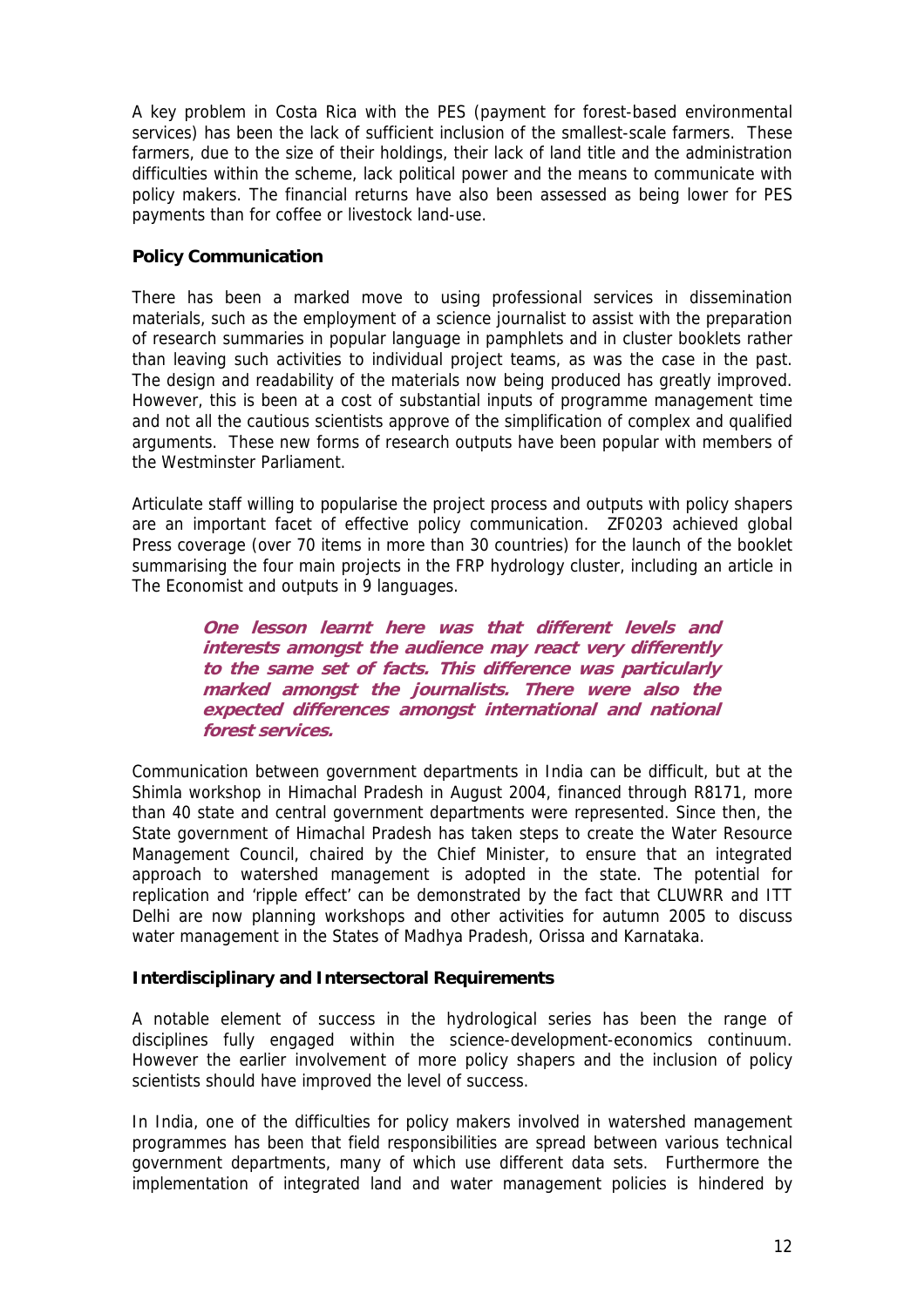A key problem in Costa Rica with the PES (payment for forest-based environmental services) has been the lack of sufficient inclusion of the smallest-scale farmers. These farmers, due to the size of their holdings, their lack of land title and the administration difficulties within the scheme, lack political power and the means to communicate with policy makers. The financial returns have also been assessed as being lower for PES payments than for coffee or livestock land-use.

### Policy Communication

There has been a marked move to using professional services in dissemination materials, such as the employment of a science journalist to assist with the preparation of research summaries in popular language in pamphlets and in cluster booklets rather than leaving such activities to individual project teams, as was the case in the past. The design and readability of the materials now being produced has greatly improved. However, this is been at a cost of substantial inputs of programme management time and not all the cautious scientists approve of the simplification of complex and qualified arguments. These new forms of research outputs have been popular with members of the Westminster Parliament.

Articulate staff willing to popularise the project process and outputs with policy shapers are an important facet of effective policy communication. ZF0203 achieved global Press coverage (over 70 items in more than 30 countries) for the launch of the booklet summarising the four main projects in the FRP hydrology cluster, including an article in The Economist and outputs in 9 languages.

> ***One lesson learnt here was that different levels and interests amongst the audience may react very differently to the same set of facts. This difference was particularly marked amongst the journalists. There were also the expected differences amongst international and national forest services.***

Communication between government departments in India can be difficult, but at the Shimla workshop in Himachal Pradesh in August 2004, financed through R8171, more than 40 state and central government departments were represented. Since then, the State government of Himachal Pradesh has taken steps to create the Water Resource Management Council, chaired by the Chief Minister, to ensure that an integrated approach to watershed management is adopted in the state. The potential for replication and 'ripple effect' can be demonstrated by the fact that CLUWRR and ITT Delhi are now planning workshops and other activities for autumn 2005 to discuss water management in the States of Madhya Pradesh, Orissa and Karnataka.

### Interdisciplinary and Intersectoral Requirements

A notable element of success in the hydrological series has been the range of disciplines fully engaged within the science-development-economics continuum. However the earlier involvement of more policy shapers and the inclusion of policy scientists should have improved the level of success.

In India, one of the difficulties for policy makers involved in watershed management programmes has been that field responsibilities are spread between various technical government departments, many of which use different data sets. Furthermore the implementation of integrated land and water management policies is hindered by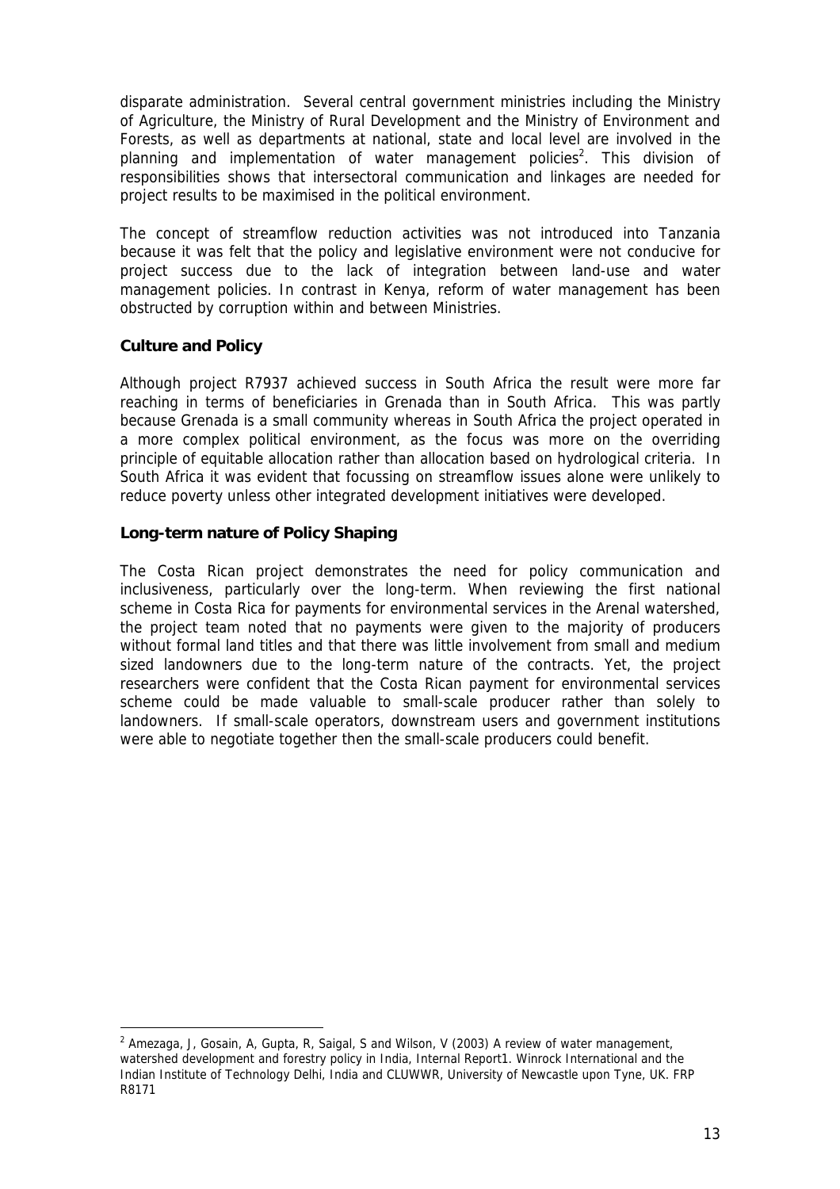disparate administration. Several central government ministries including the Ministry of Agriculture, the Ministry of Rural Development and the Ministry of Environment and Forests, as well as departments at national, state and local level are involved in the planning and implementation of water management policies[2]. This division of responsibilities shows that intersectoral communication and linkages are needed for project results to be maximised in the political environment.

The concept of streamflow reduction activities was not introduced into Tanzania because it was felt that the policy and legislative environment were not conducive for project success due to the lack of integration between land-use and water management policies. In contrast in Kenya, reform of water management has been obstructed by corruption within and between Ministries.

**Culture and Policy**

Although project R7937 achieved success in South Africa the result were more far reaching in terms of beneficiaries in Grenada than in South Africa. This was partly because Grenada is a small community whereas in South Africa the project operated in a more complex political environment, as the focus was more on the overriding principle of equitable allocation rather than allocation based on hydrological criteria. In South Africa it was evident that focussing on streamflow issues alone were unlikely to reduce poverty unless other integrated development initiatives were developed.

**Long-term nature of Policy Shaping**

The Costa Rican project demonstrates the need for policy communication and inclusiveness, particularly over the long-term. When reviewing the first national scheme in Costa Rica for payments for environmental services in the Arenal watershed, the project team noted that no payments were given to the majority of producers without formal land titles and that there was little involvement from small and medium sized landowners due to the long-term nature of the contracts. Yet, the project researchers were confident that the Costa Rican payment for environmental services scheme could be made valuable to small-scale producer rather than solely to landowners. If small-scale operators, downstream users and government institutions were able to negotiate together then the small-scale producers could benefit.

---

[2] Amezaga, J, Gosain, A, Gupta, R, Saigal, S and Wilson, V (2003) A review of water management, watershed development and forestry policy in India, Internal Report1. Winrock International and the Indian Institute of Technology Delhi, India and CLUWWR, University of Newcastle upon Tyne, UK. FRP R8171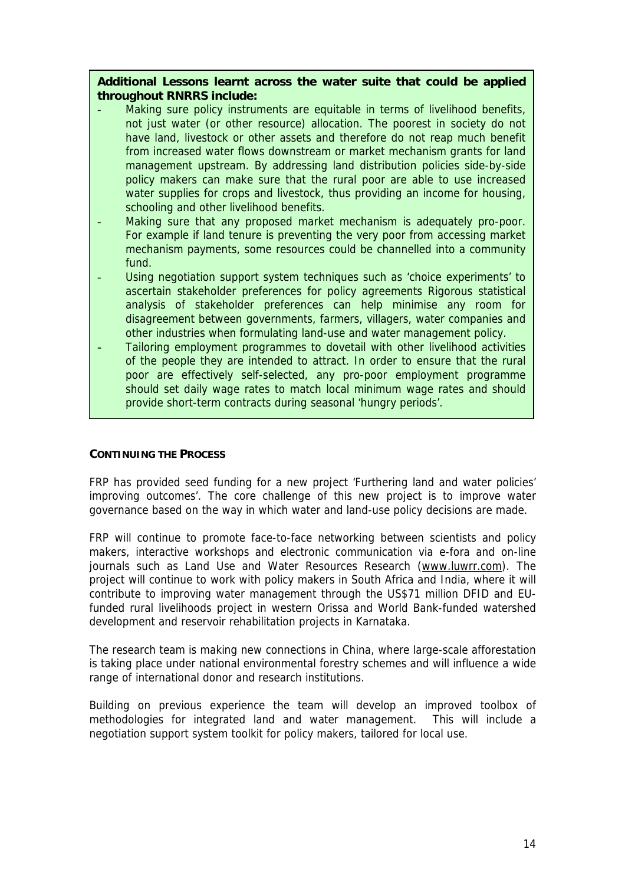**Additional Lessons learnt across the water suite that could be applied throughout RNRRS include:**

- Making sure policy instruments are equitable in terms of livelihood benefits, not just water (or other resource) allocation. The poorest in society do not have land, livestock or other assets and therefore do not reap much benefit from increased water flows downstream or market mechanism grants for land management upstream. By addressing land distribution policies side-by-side policy makers can make sure that the rural poor are able to use increased water supplies for crops and livestock, thus providing an income for housing, schooling and other livelihood benefits.
- Making sure that any proposed market mechanism is adequately pro-poor. For example if land tenure is preventing the very poor from accessing market mechanism payments, some resources could be channelled into a community fund.
- Using negotiation support system techniques such as 'choice experiments' to ascertain stakeholder preferences for policy agreements Rigorous statistical analysis of stakeholder preferences can help minimise any room for disagreement between governments, farmers, villagers, water companies and other industries when formulating land-use and water management policy.
- Tailoring employment programmes to dovetail with other livelihood activities of the people they are intended to attract. In order to ensure that the rural poor are effectively self-selected, any pro-poor employment programme should set daily wage rates to match local minimum wage rates and should provide short-term contracts during seasonal 'hungry periods'.

**CONTINUING THE PROCESS**

FRP has provided seed funding for a new project 'Furthering land and water policies' improving outcomes'. The core challenge of this new project is to improve water governance based on the way in which water and land-use policy decisions are made.

FRP will continue to promote face-to-face networking between scientists and policy makers, interactive workshops and electronic communication via e-fora and on-line journals such as Land Use and Water Resources Research (www.luwrr.com). The project will continue to work with policy makers in South Africa and India, where it will contribute to improving water management through the US$71 million DFID and EU-funded rural livelihoods project in western Orissa and World Bank-funded watershed development and reservoir rehabilitation projects in Karnataka.

The research team is making new connections in China, where large-scale afforestation is taking place under national environmental forestry schemes and will influence a wide range of international donor and research institutions.

Building on previous experience the team will develop an improved toolbox of methodologies for integrated land and water management. This will include a negotiation support system toolkit for policy makers, tailored for local use.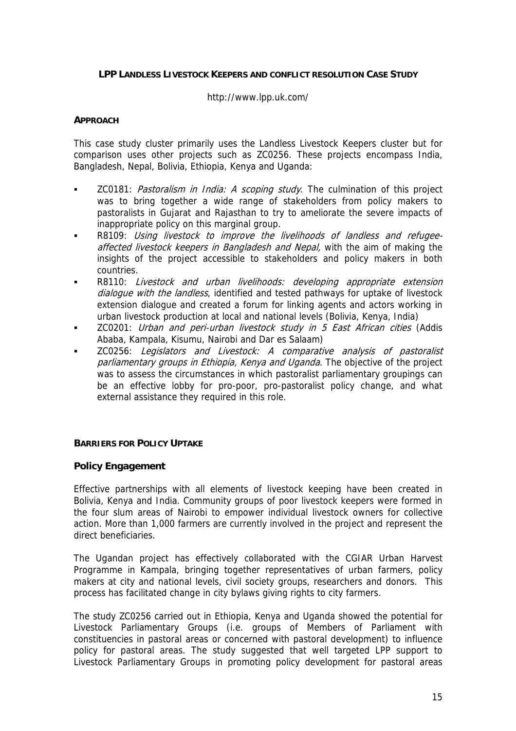## LPP LANDLESS LIVESTOCK KEEPERS AND CONFLICT RESOLUTION CASE STUDY

http://www.lpp.uk.com/

### APPROACH

This case study cluster primarily uses the Landless Livestock Keepers cluster but for comparison uses other projects such as ZC0256. These projects encompass India, Bangladesh, Nepal, Bolivia, Ethiopia, Kenya and Uganda:

- ZC0181: *Pastoralism in India: A scoping study*. The culmination of this project was to bring together a wide range of stakeholders from policy makers to pastoralists in Gujarat and Rajasthan to try to ameliorate the severe impacts of inappropriate policy on this marginal group.
- R8109: *Using livestock to improve the livelihoods of landless and refugee-affected livestock keepers in Bangladesh and Nepal,* with the aim of making the insights of the project accessible to stakeholders and policy makers in both countries.
- R8110: *Livestock and urban livelihoods: developing appropriate extension dialogue with the landless*, identified and tested pathways for uptake of livestock extension dialogue and created a forum for linking agents and actors working in urban livestock production at local and national levels (Bolivia, Kenya, India)
- ZC0201: *Urban and peri-urban livestock study in 5 East African cities* (Addis Ababa, Kampala, Kisumu, Nairobi and Dar es Salaam)
- ZC0256: *Legislators and Livestock: A comparative analysis of pastoralist parliamentary groups in Ethiopia, Kenya and Uganda*. The objective of the project was to assess the circumstances in which pastoralist parliamentary groupings can be an effective lobby for pro-poor, pro-pastoralist policy change, and what external assistance they required in this role.

### BARRIERS FOR POLICY UPTAKE

#### Policy Engagement

Effective partnerships with all elements of livestock keeping have been created in Bolivia, Kenya and India. Community groups of poor livestock keepers were formed in the four slum areas of Nairobi to empower individual livestock owners for collective action. More than 1,000 farmers are currently involved in the project and represent the direct beneficiaries.

The Ugandan project has effectively collaborated with the CGIAR Urban Harvest Programme in Kampala, bringing together representatives of urban farmers, policy makers at city and national levels, civil society groups, researchers and donors. This process has facilitated change in city bylaws giving rights to city farmers.

The study ZC0256 carried out in Ethiopia, Kenya and Uganda showed the potential for Livestock Parliamentary Groups (i.e. groups of Members of Parliament with constituencies in pastoral areas or concerned with pastoral development) to influence policy for pastoral areas. The study suggested that well targeted LPP support to Livestock Parliamentary Groups in promoting policy development for pastoral areas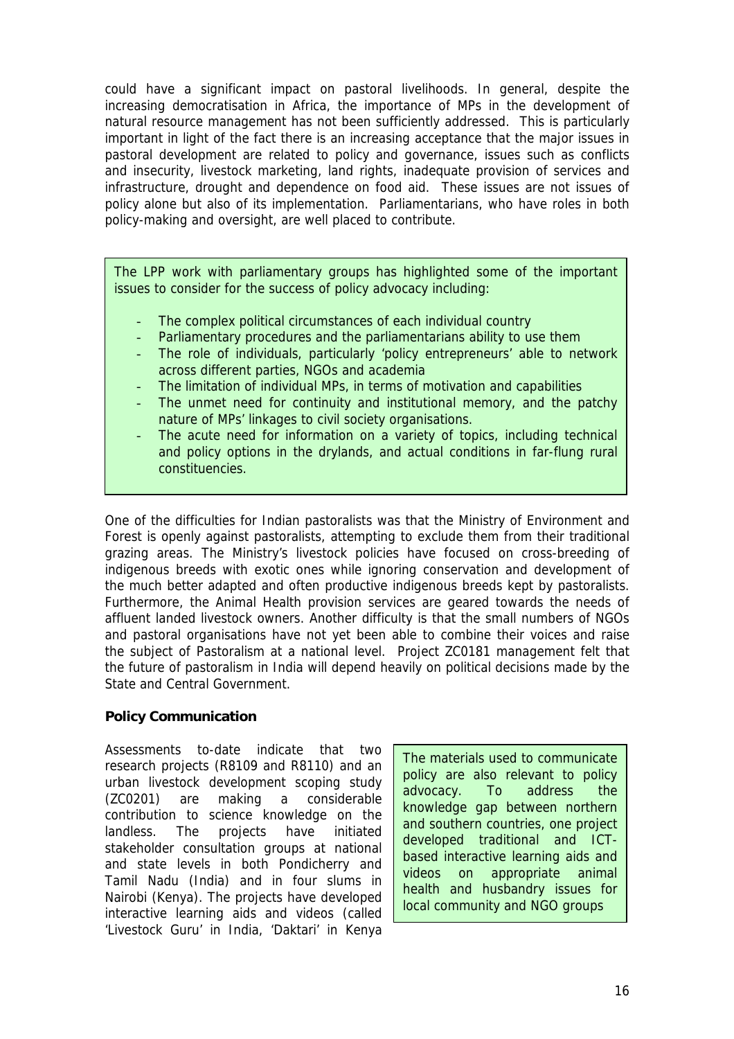could have a significant impact on pastoral livelihoods. In general, despite the increasing democratisation in Africa, the importance of MPs in the development of natural resource management has not been sufficiently addressed. This is particularly important in light of the fact there is an increasing acceptance that the major issues in pastoral development are related to policy and governance, issues such as conflicts and insecurity, livestock marketing, land rights, inadequate provision of services and infrastructure, drought and dependence on food aid. These issues are not issues of policy alone but also of its implementation. Parliamentarians, who have roles in both policy-making and oversight, are well placed to contribute.

The LPP work with parliamentary groups has highlighted some of the important issues to consider for the success of policy advocacy including:

- The complex political circumstances of each individual country
- Parliamentary procedures and the parliamentarians ability to use them
- The role of individuals, particularly 'policy entrepreneurs' able to network across different parties, NGOs and academia
- The limitation of individual MPs, in terms of motivation and capabilities
- The unmet need for continuity and institutional memory, and the patchy nature of MPs' linkages to civil society organisations.
- The acute need for information on a variety of topics, including technical and policy options in the drylands, and actual conditions in far-flung rural constituencies.

One of the difficulties for Indian pastoralists was that the Ministry of Environment and Forest is openly against pastoralists, attempting to exclude them from their traditional grazing areas. The Ministry's livestock policies have focused on cross-breeding of indigenous breeds with exotic ones while ignoring conservation and development of the much better adapted and often productive indigenous breeds kept by pastoralists. Furthermore, the Animal Health provision services are geared towards the needs of affluent landed livestock owners. Another difficulty is that the small numbers of NGOs and pastoral organisations have not yet been able to combine their voices and raise the subject of Pastoralism at a national level. Project ZC0181 management felt that the future of pastoralism in India will depend heavily on political decisions made by the State and Central Government.

**Policy Communication**

Assessments to-date indicate that two research projects (R8109 and R8110) and an urban livestock development scoping study (ZC0201) are making a considerable contribution to science knowledge on the landless. The projects have initiated stakeholder consultation groups at national and state levels in both Pondicherry and Tamil Nadu (India) and in four slums in Nairobi (Kenya). The projects have developed interactive learning aids and videos (called 'Livestock Guru' in India, 'Daktari' in Kenya

The materials used to communicate policy are also relevant to policy advocacy. To address the knowledge gap between northern and southern countries, one project developed traditional and ICT-based interactive learning aids and videos on appropriate animal health and husbandry issues for local community and NGO groups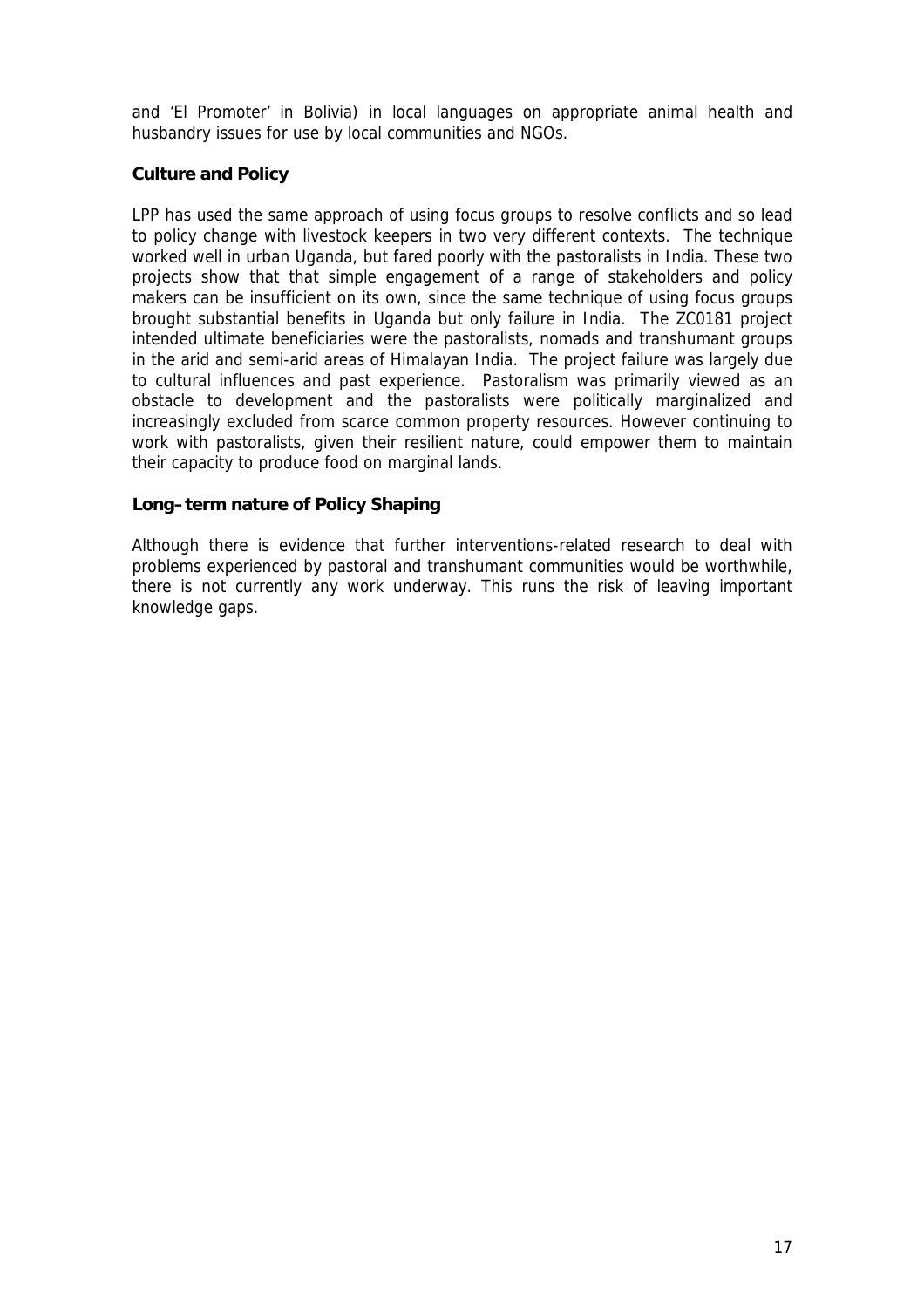and 'El Promoter' in Bolivia) in local languages on appropriate animal health and husbandry issues for use by local communities and NGOs.

### Culture and Policy

LPP has used the same approach of using focus groups to resolve conflicts and so lead to policy change with livestock keepers in two very different contexts. The technique worked well in urban Uganda, but fared poorly with the pastoralists in India. These two projects show that that simple engagement of a range of stakeholders and policy makers can be insufficient on its own, since the same technique of using focus groups brought substantial benefits in Uganda but only failure in India. The ZC0181 project intended ultimate beneficiaries were the pastoralists, nomads and transhumant groups in the arid and semi-arid areas of Himalayan India. The project failure was largely due to cultural influences and past experience. Pastoralism was primarily viewed as an obstacle to development and the pastoralists were politically marginalized and increasingly excluded from scarce common property resources. However continuing to work with pastoralists, given their resilient nature, could empower them to maintain their capacity to produce food on marginal lands.

### Long–term nature of Policy Shaping

Although there is evidence that further interventions-related research to deal with problems experienced by pastoral and transhumant communities would be worthwhile, there is not currently any work underway. This runs the risk of leaving important knowledge gaps.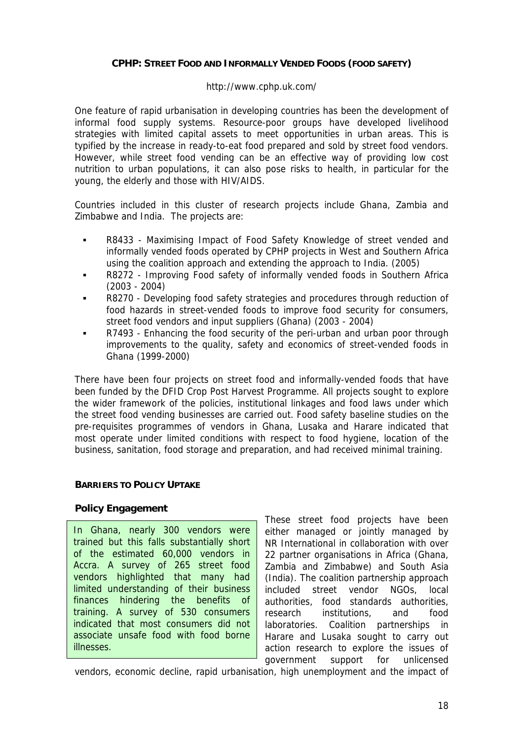**CPHP: STREET FOOD AND INFORMALLY VENDED FOODS (FOOD SAFETY)**

http://www.cphp.uk.com/

One feature of rapid urbanisation in developing countries has been the development of informal food supply systems. Resource-poor groups have developed livelihood strategies with limited capital assets to meet opportunities in urban areas. This is typified by the increase in ready-to-eat food prepared and sold by street food vendors. However, while street food vending can be an effective way of providing low cost nutrition to urban populations, it can also pose risks to health, in particular for the young, the elderly and those with HIV/AIDS.

Countries included in this cluster of research projects include Ghana, Zambia and Zimbabwe and India. The projects are:

- R8433 - Maximising Impact of Food Safety Knowledge of street vended and informally vended foods operated by CPHP projects in West and Southern Africa using the coalition approach and extending the approach to India. (2005)
- R8272 - Improving Food safety of informally vended foods in Southern Africa (2003 - 2004)
- R8270 - Developing food safety strategies and procedures through reduction of food hazards in street-vended foods to improve food security for consumers, street food vendors and input suppliers (Ghana) (2003 - 2004)
- R7493 - Enhancing the food security of the peri-urban and urban poor through improvements to the quality, safety and economics of street-vended foods in Ghana (1999-2000)

There have been four projects on street food and informally-vended foods that have been funded by the DFID Crop Post Harvest Programme. All projects sought to explore the wider framework of the policies, institutional linkages and food laws under which the street food vending businesses are carried out. Food safety baseline studies on the pre-requisites programmes of vendors in Ghana, Lusaka and Harare indicated that most operate under limited conditions with respect to food hygiene, location of the business, sanitation, food storage and preparation, and had received minimal training.

**BARRIERS TO POLICY UPTAKE**

**Policy Engagement**

> In Ghana, nearly 300 vendors were trained but this falls substantially short of the estimated 60,000 vendors in Accra. A survey of 265 street food vendors highlighted that many had limited understanding of their business finances hindering the benefits of training. A survey of 530 consumers indicated that most consumers did not associate unsafe food with food borne illnesses.

These street food projects have been either managed or jointly managed by NR International in collaboration with over 22 partner organisations in Africa (Ghana, Zambia and Zimbabwe) and South Asia (India). The coalition partnership approach included street vendor NGOs, local authorities, food standards authorities, research institutions, and food laboratories. Coalition partnerships in Harare and Lusaka sought to carry out action research to explore the issues of government support for unlicensed vendors, economic decline, rapid urbanisation, high unemployment and the impact of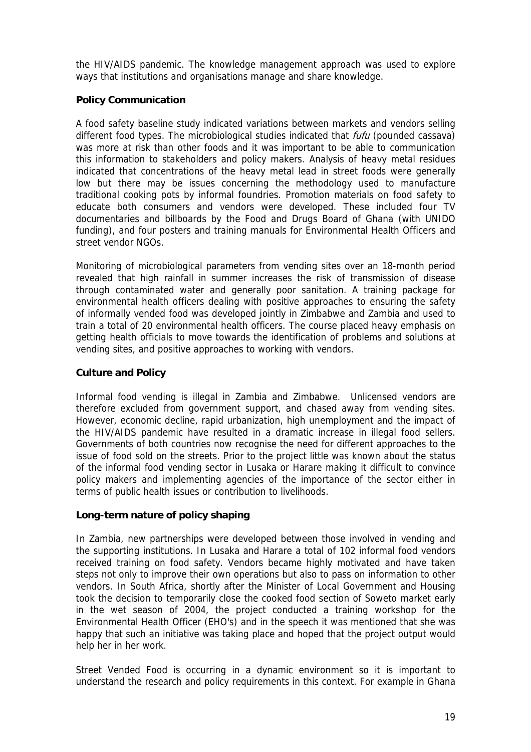the HIV/AIDS pandemic. The knowledge management approach was used to explore ways that institutions and organisations manage and share knowledge.

### Policy Communication

A food safety baseline study indicated variations between markets and vendors selling different food types. The microbiological studies indicated that *fufu* (pounded cassava) was more at risk than other foods and it was important to be able to communication this information to stakeholders and policy makers. Analysis of heavy metal residues indicated that concentrations of the heavy metal lead in street foods were generally low but there may be issues concerning the methodology used to manufacture traditional cooking pots by informal foundries. Promotion materials on food safety to educate both consumers and vendors were developed. These included four TV documentaries and billboards by the Food and Drugs Board of Ghana (with UNIDO funding), and four posters and training manuals for Environmental Health Officers and street vendor NGOs.

Monitoring of microbiological parameters from vending sites over an 18-month period revealed that high rainfall in summer increases the risk of transmission of disease through contaminated water and generally poor sanitation. A training package for environmental health officers dealing with positive approaches to ensuring the safety of informally vended food was developed jointly in Zimbabwe and Zambia and used to train a total of 20 environmental health officers. The course placed heavy emphasis on getting health officials to move towards the identification of problems and solutions at vending sites, and positive approaches to working with vendors.

### Culture and Policy

Informal food vending is illegal in Zambia and Zimbabwe. Unlicensed vendors are therefore excluded from government support, and chased away from vending sites. However, economic decline, rapid urbanization, high unemployment and the impact of the HIV/AIDS pandemic have resulted in a dramatic increase in illegal food sellers. Governments of both countries now recognise the need for different approaches to the issue of food sold on the streets. Prior to the project little was known about the status of the informal food vending sector in Lusaka or Harare making it difficult to convince policy makers and implementing agencies of the importance of the sector either in terms of public health issues or contribution to livelihoods.

### Long-term nature of policy shaping

In Zambia, new partnerships were developed between those involved in vending and the supporting institutions. In Lusaka and Harare a total of 102 informal food vendors received training on food safety. Vendors became highly motivated and have taken steps not only to improve their own operations but also to pass on information to other vendors. In South Africa, shortly after the Minister of Local Government and Housing took the decision to temporarily close the cooked food section of Soweto market early in the wet season of 2004, the project conducted a training workshop for the Environmental Health Officer (EHO's) and in the speech it was mentioned that she was happy that such an initiative was taking place and hoped that the project output would help her in her work.

Street Vended Food is occurring in a dynamic environment so it is important to understand the research and policy requirements in this context. For example in Ghana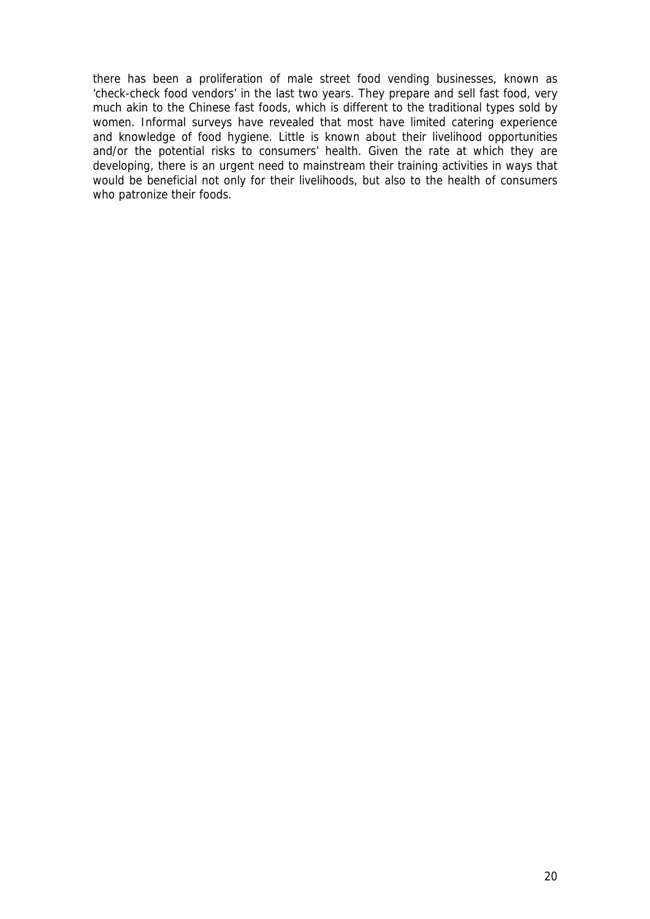there has been a proliferation of male street food vending businesses, known as 'check-check food vendors' in the last two years. They prepare and sell fast food, very much akin to the Chinese fast foods, which is different to the traditional types sold by women. Informal surveys have revealed that most have limited catering experience and knowledge of food hygiene. Little is known about their livelihood opportunities and/or the potential risks to consumers' health. Given the rate at which they are developing, there is an urgent need to mainstream their training activities in ways that would be beneficial not only for their livelihoods, but also to the health of consumers who patronize their foods.